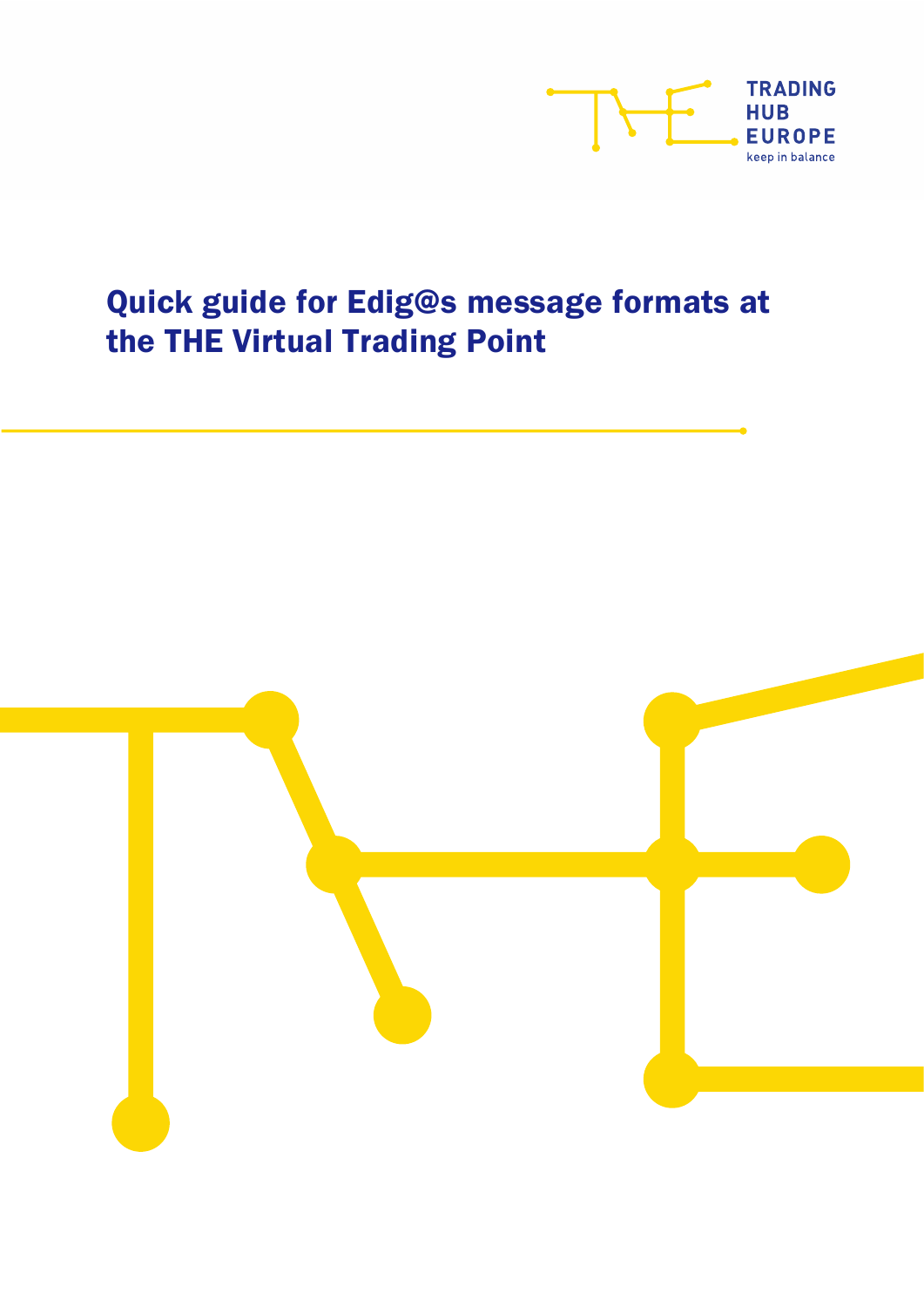TRADING HUB EUROPE
keep in balance

# Quick guide for Edig@s message formats at the THE Virtual Trading Point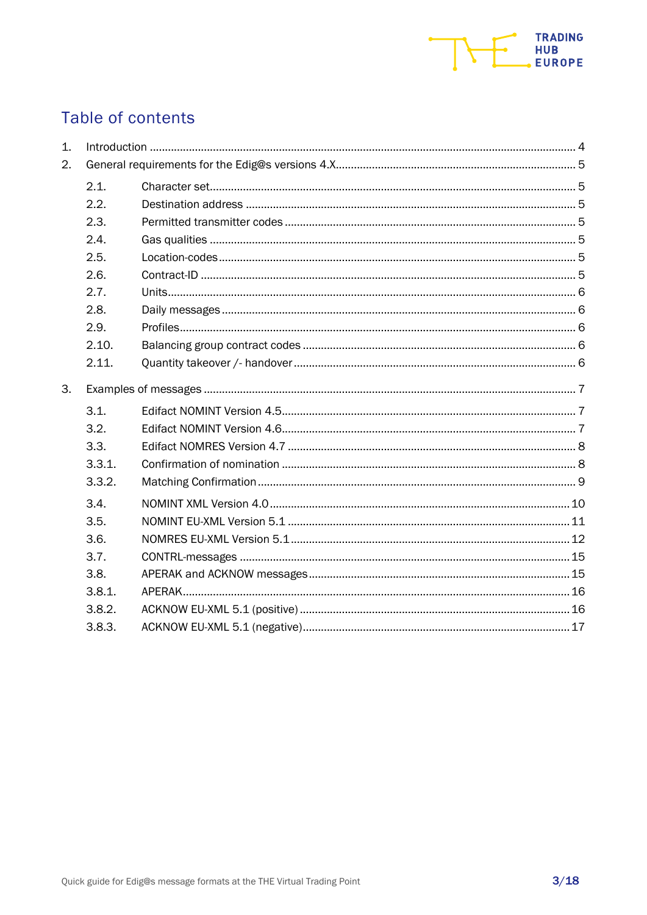# Table of contents

1. Introduction ........................................ 4
2. General requirements for the Edig@s versions 4.X ........................................ 5
   - 2.1. Character set ........................................ 5
   - 2.2. Destination address ........................................ 5
   - 2.3. Permitted transmitter codes ........................................ 5
   - 2.4. Gas qualities ........................................ 5
   - 2.5. Location-codes ........................................ 5
   - 2.6. Contract-ID ........................................ 5
   - 2.7. Units ........................................ 6
   - 2.8. Daily messages ........................................ 6
   - 2.9. Profiles ........................................ 6
   - 2.10. Balancing group contract codes ........................................ 6
   - 2.11. Quantity takeover /- handover ........................................ 6
3. Examples of messages ........................................ 7
   - 3.1. Edifact NOMINT Version 4.5 ........................................ 7
   - 3.2. Edifact NOMINT Version 4.6 ........................................ 7
   - 3.3. Edifact NOMRES Version 4.7 ........................................ 8
   - 3.3.1. Confirmation of nomination ........................................ 8
   - 3.3.2. Matching Confirmation ........................................ 9
   - 3.4. NOMINT XML Version 4.0 ........................................ 10
   - 3.5. NOMINT EU-XML Version 5.1 ........................................ 11
   - 3.6. NOMRES EU-XML Version 5.1 ........................................ 12
   - 3.7. CONTRL-messages ........................................ 15
   - 3.8. APERAK and ACKNOW messages ........................................ 15
   - 3.8.1. APERAK ........................................ 16
   - 3.8.2. ACKNOW EU-XML 5.1 (positive) ........................................ 16
   - 3.8.3. ACKNOW EU-XML 5.1 (negative) ........................................ 17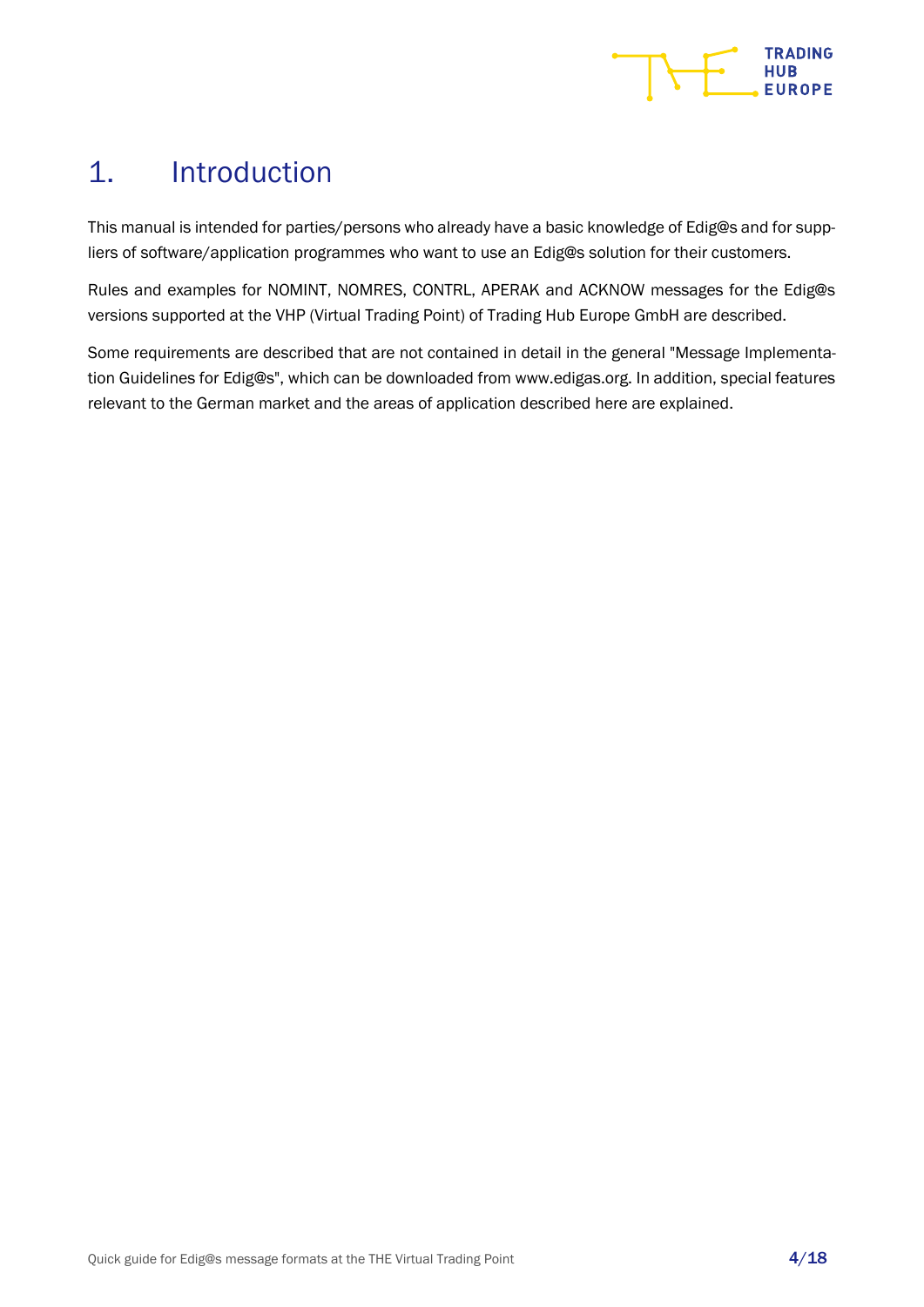# 1. Introduction

This manual is intended for parties/persons who already have a basic knowledge of Edig@s and for suppliers of software/application programmes who want to use an Edig@s solution for their customers.

Rules and examples for NOMINT, NOMRES, CONTRL, APERAK and ACKNOW messages for the Edig@s versions supported at the VHP (Virtual Trading Point) of Trading Hub Europe GmbH are described.

Some requirements are described that are not contained in detail in the general "Message Implementation Guidelines for Edig@s", which can be downloaded from www.edigas.org. In addition, special features relevant to the German market and the areas of application described here are explained.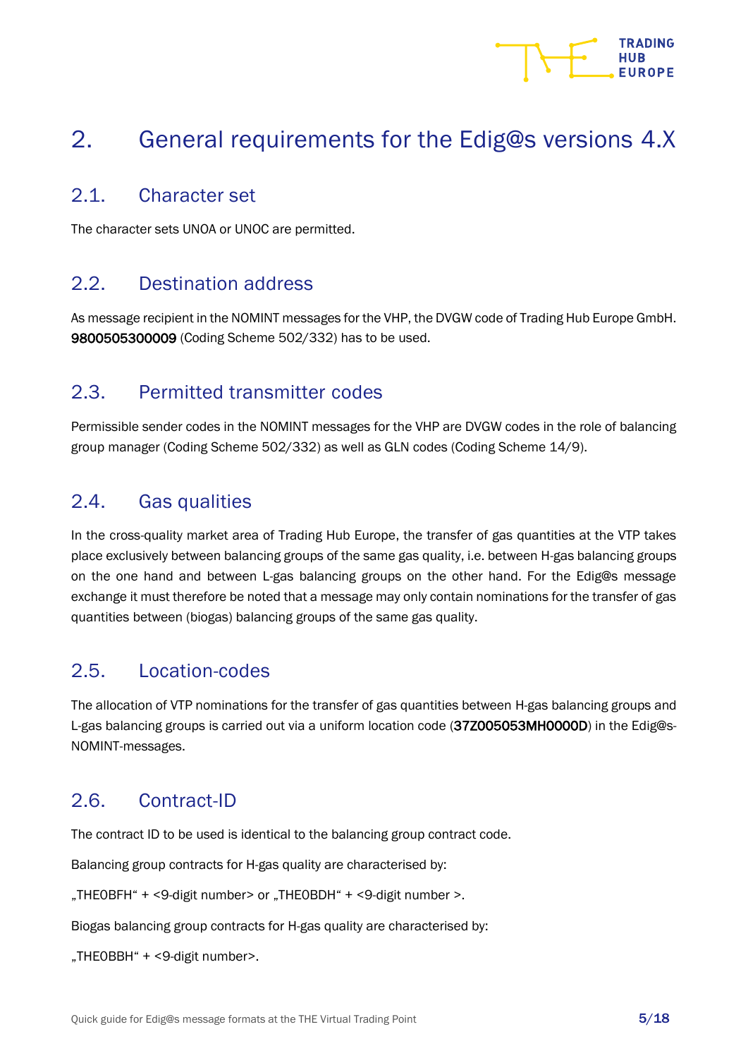# 2. General requirements for the Edig@s versions 4.X

## 2.1. Character set

The character sets UNOA or UNOC are permitted.

## 2.2. Destination address

As message recipient in the NOMINT messages for the VHP, the DVGW code of Trading Hub Europe GmbH. **9800505300009** (Coding Scheme 502/332) has to be used.

## 2.3. Permitted transmitter codes

Permissible sender codes in the NOMINT messages for the VHP are DVGW codes in the role of balancing group manager (Coding Scheme 502/332) as well as GLN codes (Coding Scheme 14/9).

## 2.4. Gas qualities

In the cross-quality market area of Trading Hub Europe, the transfer of gas quantities at the VTP takes place exclusively between balancing groups of the same gas quality, i.e. between H-gas balancing groups on the one hand and between L-gas balancing groups on the other hand. For the Edig@s message exchange it must therefore be noted that a message may only contain nominations for the transfer of gas quantities between (biogas) balancing groups of the same gas quality.

## 2.5. Location-codes

The allocation of VTP nominations for the transfer of gas quantities between H-gas balancing groups and L-gas balancing groups is carried out via a uniform location code (**37Z005053MH0000D**) in the Edig@s-NOMINT-messages.

## 2.6. Contract-ID

The contract ID to be used is identical to the balancing group contract code.

Balancing group contracts for H-gas quality are characterised by:

„THE0BFH“ + <9-digit number> or „THE0BDH“ + <9-digit number >.

Biogas balancing group contracts for H-gas quality are characterised by:

„THE0BBH“ + <9-digit number>.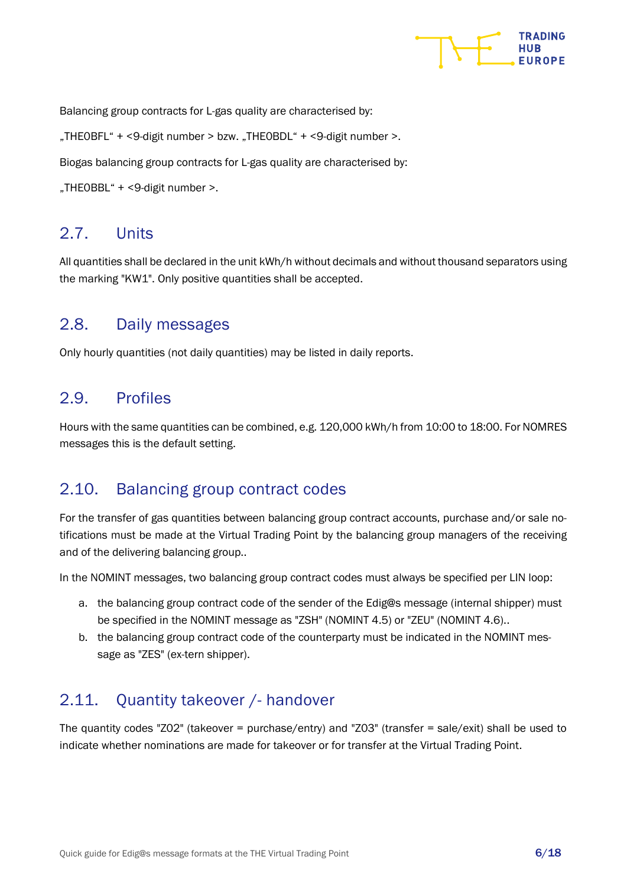Balancing group contracts for L-gas quality are characterised by:

„THE0BFL“ + <9-digit number > bzw. „THE0BDL“ + <9-digit number >.

Biogas balancing group contracts for L-gas quality are characterised by:

„THE0BBL“ + <9-digit number >.

## 2.7. Units

All quantities shall be declared in the unit kWh/h without decimals and without thousand separators using the marking "KW1". Only positive quantities shall be accepted.

## 2.8. Daily messages

Only hourly quantities (not daily quantities) may be listed in daily reports.

## 2.9. Profiles

Hours with the same quantities can be combined, e.g. 120,000 kWh/h from 10:00 to 18:00. For NOMRES messages this is the default setting.

## 2.10. Balancing group contract codes

For the transfer of gas quantities between balancing group contract accounts, purchase and/or sale notifications must be made at the Virtual Trading Point by the balancing group managers of the receiving and of the delivering balancing group..

In the NOMINT messages, two balancing group contract codes must always be specified per LIN loop:

a. the balancing group contract code of the sender of the Edig@s message (internal shipper) must be specified in the NOMINT message as "ZSH" (NOMINT 4.5) or "ZEU" (NOMINT 4.6)..
b. the balancing group contract code of the counterparty must be indicated in the NOMINT message as "ZES" (ex-tern shipper).

## 2.11. Quantity takeover /- handover

The quantity codes "Z02" (takeover = purchase/entry) and "Z03" (transfer = sale/exit) shall be used to indicate whether nominations are made for takeover or for transfer at the Virtual Trading Point.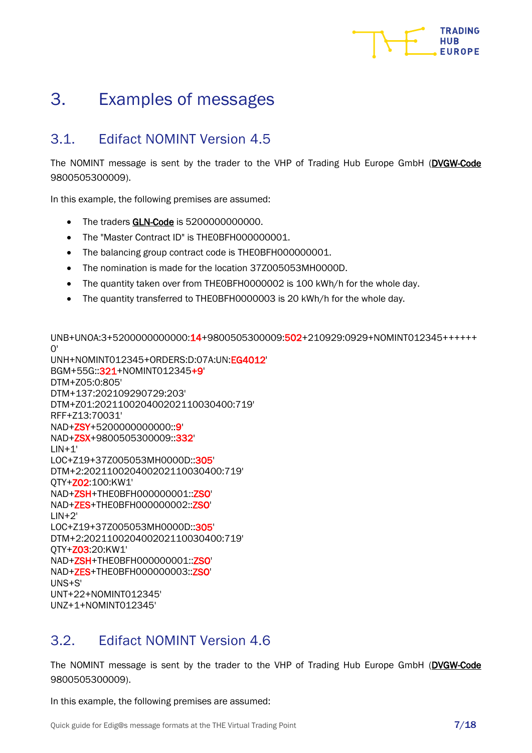# 3. Examples of messages

## 3.1. Edifact NOMINT Version 4.5

The NOMINT message is sent by the trader to the VHP of Trading Hub Europe GmbH (**DVGW-Code** 9800505300009).

In this example, the following premises are assumed:

- The traders **GLN-Code** is 5200000000000.
- The "Master Contract ID" is THE0BFH000000001.
- The balancing group contract code is THE0BFH000000001.
- The nomination is made for the location 37Z005053MH0000D.
- The quantity taken over from THE0BFH0000002 is 100 kWh/h for the whole day.
- The quantity transferred to THE0BFH0000003 is 20 kWh/h for the whole day.

```
UNB+UNOA:3+5200000000000:14+9800505300009:502+210929:0929+NOMINT012345++++++
0'
UNH+NOMINT012345+ORDERS:D:07A:UN:EG4012'
BGM+55G::321+NOMINT012345+9'
DTM+Z05:0:805'
DTM+137:202109290729:203'
DTM+Z01:202110020400202110030400:719'
RFF+Z13:70031'
NAD+ZSY+5200000000000::9'
NAD+ZSX+9800505300009::332'
LIN+1'
LOC+Z19+37Z005053MH0000D::305'
DTM+2:202110020400202110030400:719'
QTY+Z02:100:KW1'
NAD+ZSH+THE0BFH000000001::ZSO'
NAD+ZES+THE0BFH000000002::ZSO'
LIN+2'
LOC+Z19+37Z005053MH0000D::305'
DTM+2:202110020400202110030400:719'
QTY+Z03:20:KW1'
NAD+ZSH+THE0BFH000000001::ZSO'
NAD+ZES+THE0BFH000000003::ZSO'
UNS+S'
UNT+22+NOMINT012345'
UNZ+1+NOMINT012345'
```

## 3.2. Edifact NOMINT Version 4.6

The NOMINT message is sent by the trader to the VHP of Trading Hub Europe GmbH (**DVGW-Code** 9800505300009).

In this example, the following premises are assumed: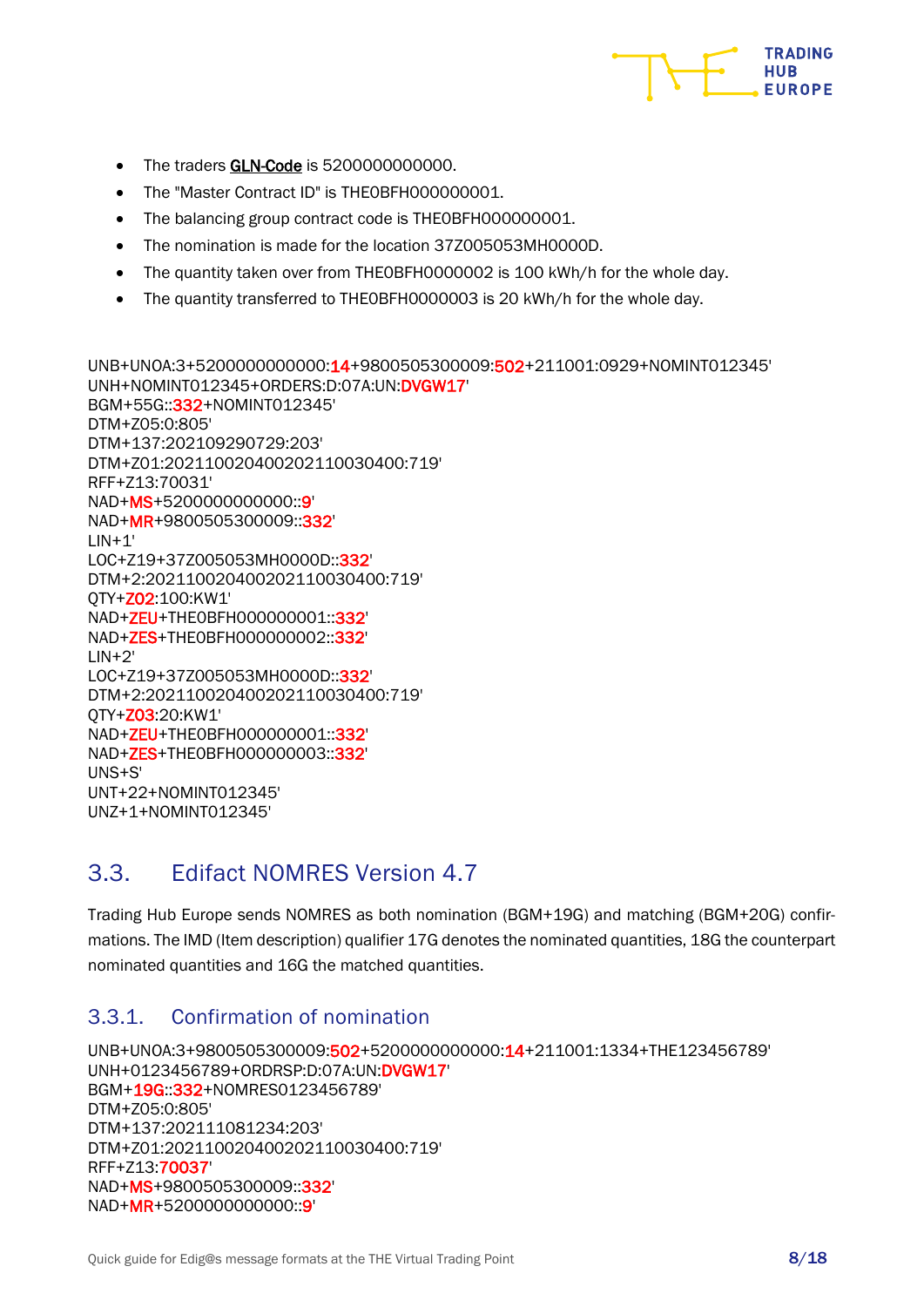- The traders GLN-Code is 5200000000000.
- The "Master Contract ID" is THE0BFH000000001.
- The balancing group contract code is THE0BFH000000001.
- The nomination is made for the location 37Z005053MH0000D.
- The quantity taken over from THE0BFH0000002 is 100 kWh/h for the whole day.
- The quantity transferred to THE0BFH0000003 is 20 kWh/h for the whole day.

```
UNB+UNOA:3+5200000000000:14+9800505300009:502+211001:0929+NOMINT012345'
UNH+NOMINT012345+ORDERS:D:07A:UN:DVGW17'
BGM+55G::332+NOMINT012345'
DTM+Z05:0:805'
DTM+137:202109290729:203'
DTM+Z01:202110020400202110030400:719'
RFF+Z13:70031'
NAD+MS+5200000000000::9'
NAD+MR+9800505300009::332'
LIN+1'
LOC+Z19+37Z005053MH0000D::332'
DTM+2:202110020400202110030400:719'
QTY+Z02:100:KW1'
NAD+ZEU+THE0BFH000000001::332'
NAD+ZES+THE0BFH000000002::332'
LIN+2'
LOC+Z19+37Z005053MH0000D::332'
DTM+2:202110020400202110030400:719'
QTY+Z03:20:KW1'
NAD+ZEU+THE0BFH000000001::332'
NAD+ZES+THE0BFH000000003::332'
UNS+S'
UNT+22+NOMINT012345'
UNZ+1+NOMINT012345'
```

## 3.3. Edifact NOMRES Version 4.7

Trading Hub Europe sends NOMRES as both nomination (BGM+19G) and matching (BGM+20G) confirmations. The IMD (Item description) qualifier 17G denotes the nominated quantities, 18G the counterpart nominated quantities and 16G the matched quantities.

### 3.3.1. Confirmation of nomination

```
UNB+UNOA:3+9800505300009:502+5200000000000:14+211001:1334+THE123456789'
UNH+0123456789+ORDRSP:D:07A:UN:DVGW17'
BGM+19G::332+NOMRES0123456789'
DTM+Z05:0:805'
DTM+137:202111081234:203'
DTM+Z01:202110020400202110030400:719'
RFF+Z13:70037'
NAD+MS+9800505300009::332'
NAD+MR+5200000000000::9'
```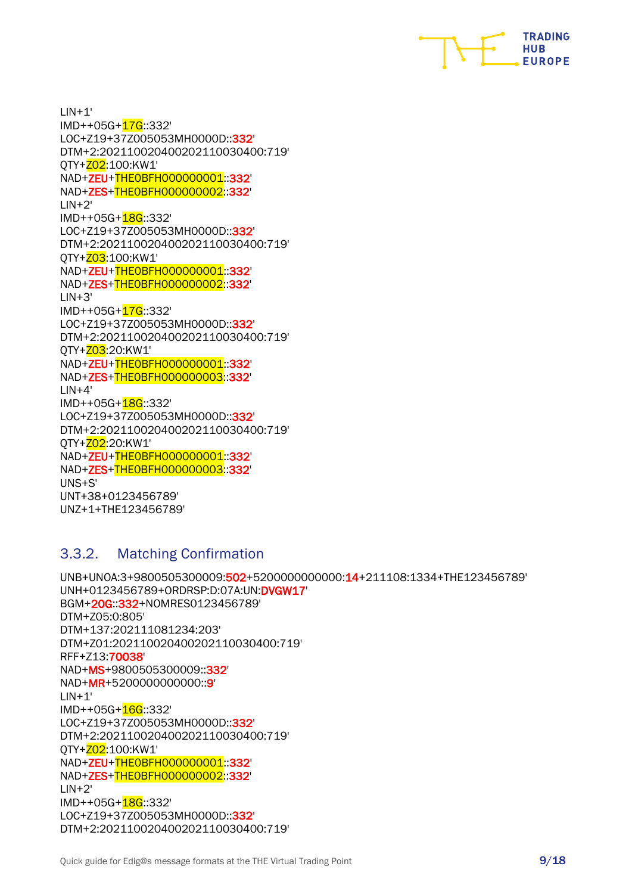```
LIN+1'
IMD++05G+17G::332'
LOC+Z19+37Z005053MH0000D::332'
DTM+2:202110020400202110030400:719'
QTY+Z02:100:KW1'
NAD+ZEU+THE0BFH000000001::332'
NAD+ZES+THE0BFH000000002::332'
LIN+2'
IMD++05G+18G::332'
LOC+Z19+37Z005053MH0000D::332'
DTM+2:202110020400202110030400:719'
QTY+Z03:100:KW1'
NAD+ZEU+THE0BFH000000001::332'
NAD+ZES+THE0BFH000000002::332'
LIN+3'
IMD++05G+17G::332'
LOC+Z19+37Z005053MH0000D::332'
DTM+2:202110020400202110030400:719'
QTY+Z03:20:KW1'
NAD+ZEU+THE0BFH000000001::332'
NAD+ZES+THE0BFH000000003::332'
LIN+4'
IMD++05G+18G::332'
LOC+Z19+37Z005053MH0000D::332'
DTM+2:202110020400202110030400:719'
QTY+Z02:20:KW1'
NAD+ZEU+THE0BFH000000001::332'
NAD+ZES+THE0BFH000000003::332'
UNS+S'
UNT+38+0123456789'
UNZ+1+THE123456789'
```

### 3.3.2. Matching Confirmation

```
UNB+UNOA:3+9800505300009:502+5200000000000:14+211108:1334+THE123456789'
UNH+0123456789+ORDRSP:D:07A:UN:DVGW17'
BGM+20G::332+NOMRES0123456789'
DTM+Z05:0:805'
DTM+137:202111081234:203'
DTM+Z01:202110020400202110030400:719'
RFF+Z13:70038'
NAD+MS+9800505300009::332'
NAD+MR+5200000000000::9'
LIN+1'
IMD++05G+16G::332'
LOC+Z19+37Z005053MH0000D::332'
DTM+2:202110020400202110030400:719'
QTY+Z02:100:KW1'
NAD+ZEU+THE0BFH000000001::332'
NAD+ZES+THE0BFH000000002::332'
LIN+2'
IMD++05G+18G::332'
LOC+Z19+37Z005053MH0000D::332'
DTM+2:202110020400202110030400:719'
```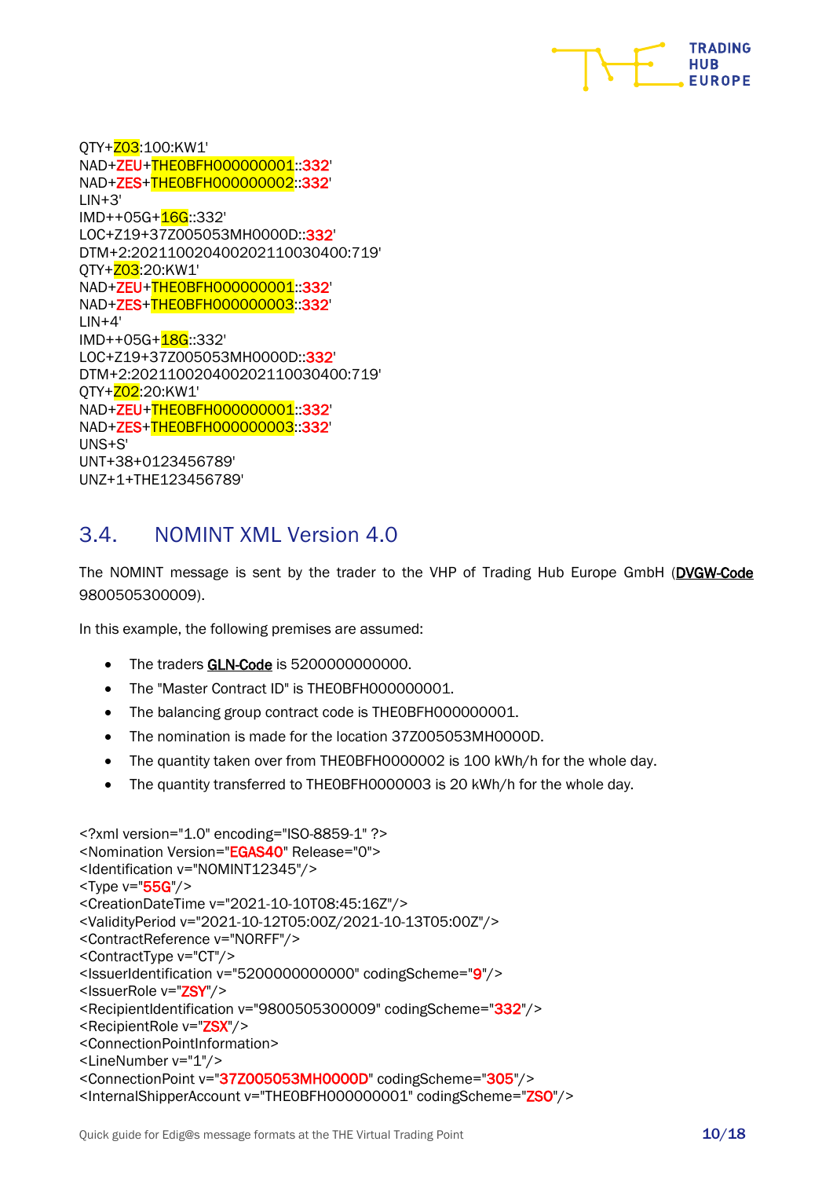```
QTY+Z03:100:KW1'
NAD+ZEU+THE0BFH000000001::332'
NAD+ZES+THE0BFH000000002::332'
LIN+3'
IMD++05G+16G::332'
LOC+Z19+37Z005053MH0000D::332'
DTM+2:202110020400202110030400:719'
QTY+Z03:20:KW1'
NAD+ZEU+THE0BFH000000001::332'
NAD+ZES+THE0BFH000000003::332'
LIN+4'
IMD++05G+18G::332'
LOC+Z19+37Z005053MH0000D::332'
DTM+2:202110020400202110030400:719'
QTY+Z02:20:KW1'
NAD+ZEU+THE0BFH000000001::332'
NAD+ZES+THE0BFH000000003::332'
UNS+S'
UNT+38+0123456789'
UNZ+1+THE123456789'
```

## 3.4. NOMINT XML Version 4.0

The NOMINT message is sent by the trader to the VHP of Trading Hub Europe GmbH (**DVGW-Code** 9800505300009).

In this example, the following premises are assumed:

- The traders **GLN-Code** is 5200000000000.
- The "Master Contract ID" is THE0BFH000000001.
- The balancing group contract code is THE0BFH000000001.
- The nomination is made for the location 37Z005053MH0000D.
- The quantity taken over from THE0BFH0000002 is 100 kWh/h for the whole day.
- The quantity transferred to THE0BFH0000003 is 20 kWh/h for the whole day.

```
<?xml version="1.0" encoding="ISO-8859-1" ?>
<Nomination Version="EGAS40" Release="0">
<Identification v="NOMINT12345"/>
<Type v="55G"/>
<CreationDateTime v="2021-10-10T08:45:16Z"/>
<ValidityPeriod v="2021-10-12T05:00Z/2021-10-13T05:00Z"/>
<ContractReference v="NORFF"/>
<ContractType v="CT"/>
<IssuerIdentification v="5200000000000" codingScheme="9"/>
<IssuerRole v="ZSY"/>
<RecipientIdentification v="9800505300009" codingScheme="332"/>
<RecipientRole v="ZSX"/>
<ConnectionPointInformation>
<LineNumber v="1"/>
<ConnectionPoint v="37Z005053MH0000D" codingScheme="305"/>
<InternalShipperAccount v="THE0BFH000000001" codingScheme="ZSO"/>
```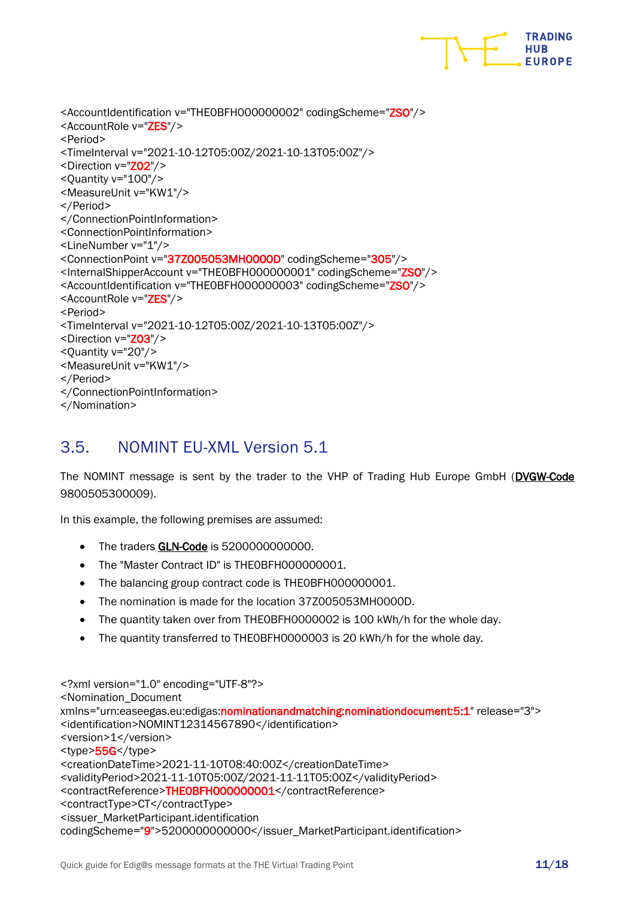```
<AccountIdentification v="THE0BFH000000002" codingScheme="ZSO"/>
<AccountRole v="ZES"/>
<Period>
<TimeInterval v="2021-10-12T05:00Z/2021-10-13T05:00Z"/>
<Direction v="Z02"/>
<Quantity v="100"/>
<MeasureUnit v="KW1"/>
</Period>
</ConnectionPointInformation>
<ConnectionPointInformation>
<LineNumber v="1"/>
<ConnectionPoint v="37Z005053MH0000D" codingScheme="305"/>
<InternalShipperAccount v="THE0BFH000000001" codingScheme="ZSO"/>
<AccountIdentification v="THE0BFH000000003" codingScheme="ZSO"/>
<AccountRole v="ZES"/>
<Period>
<TimeInterval v="2021-10-12T05:00Z/2021-10-13T05:00Z"/>
<Direction v="Z03"/>
<Quantity v="20"/>
<MeasureUnit v="KW1"/>
</Period>
</ConnectionPointInformation>
</Nomination>
```

## 3.5. NOMINT EU-XML Version 5.1

The NOMINT message is sent by the trader to the VHP of Trading Hub Europe GmbH (**DVGW-Code** 9800505300009).

In this example, the following premises are assumed:

- The traders **GLN-Code** is 5200000000000.
- The "Master Contract ID" is THE0BFH000000001.
- The balancing group contract code is THE0BFH000000001.
- The nomination is made for the location 37Z005053MH0000D.
- The quantity taken over from THE0BFH0000002 is 100 kWh/h for the whole day.
- The quantity transferred to THE0BFH0000003 is 20 kWh/h for the whole day.

```
<?xml version="1.0" encoding="UTF-8"?>
<Nomination_Document
xmlns="urn:easeegas.eu:edigas:nominationandmatching:nominationdocument:5:1" release="3">
<identification>NOMINT12314567890</identification>
<version>1</version>
<type>55G</type>
<creationDateTime>2021-11-10T08:40:00Z</creationDateTime>
<validityPeriod>2021-11-10T05:00Z/2021-11-11T05:00Z</validityPeriod>
<contractReference>THE0BFH000000001</contractReference>
<contractType>CT</contractType>
<issuer_MarketParticipant.identification
codingScheme="9">5200000000000</issuer_MarketParticipant.identification>
```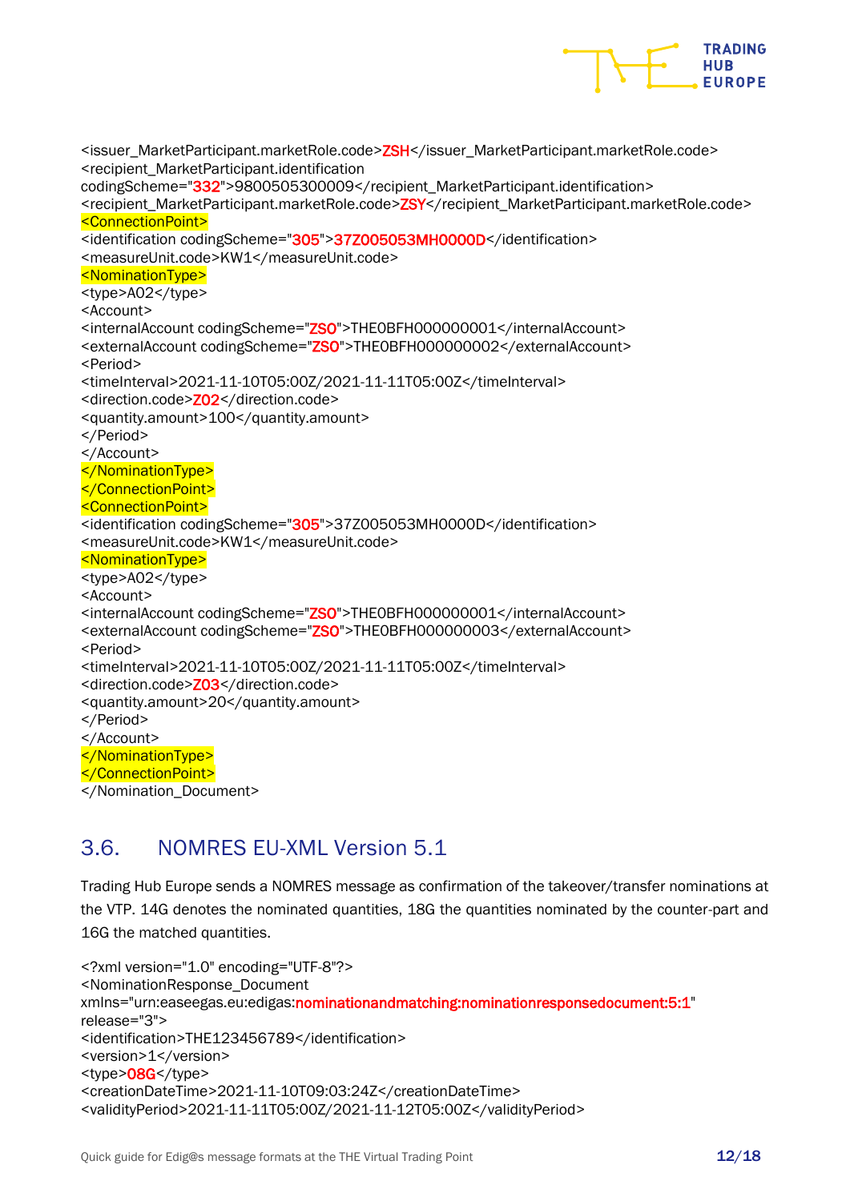```
<issuer_MarketParticipant.marketRole.code>ZSH</issuer_MarketParticipant.marketRole.code>
<recipient_MarketParticipant.identification
codingScheme="332">9800505300009</recipient_MarketParticipant.identification>
<recipient_MarketParticipant.marketRole.code>ZSY</recipient_MarketParticipant.marketRole.code>
<ConnectionPoint>
<identification codingScheme="305">37Z005053MH0000D</identification>
<measureUnit.code>KW1</measureUnit.code>
<NominationType>
<type>A02</type>
<Account>
<internalAccount codingScheme="ZSO">THE0BFH000000001</internalAccount>
<externalAccount codingScheme="ZSO">THE0BFH000000002</externalAccount>
<Period>
<timeInterval>2021-11-10T05:00Z/2021-11-11T05:00Z</timeInterval>
<direction.code>Z02</direction.code>
<quantity.amount>100</quantity.amount>
</Period>
</Account>
</NominationType>
</ConnectionPoint>
<ConnectionPoint>
<identification codingScheme="305">37Z005053MH0000D</identification>
<measureUnit.code>KW1</measureUnit.code>
<NominationType>
<type>A02</type>
<Account>
<internalAccount codingScheme="ZSO">THE0BFH000000001</internalAccount>
<externalAccount codingScheme="ZSO">THE0BFH000000003</externalAccount>
<Period>
<timeInterval>2021-11-10T05:00Z/2021-11-11T05:00Z</timeInterval>
<direction.code>Z03</direction.code>
<quantity.amount>20</quantity.amount>
</Period>
</Account>
</NominationType>
</ConnectionPoint>
</Nomination_Document>
```

## 3.6. NOMRES EU-XML Version 5.1

Trading Hub Europe sends a NOMRES message as confirmation of the takeover/transfer nominations at the VTP. 14G denotes the nominated quantities, 18G the quantities nominated by the counter-part and 16G the matched quantities.

```
<?xml version="1.0" encoding="UTF-8"?>
<NominationResponse_Document
xmlns="urn:easeegas.eu:edigas:nominationandmatching:nominationresponsedocument:5:1"
release="3">
<identification>THE123456789</identification>
<version>1</version>
<type>08G</type>
<creationDateTime>2021-11-10T09:03:24Z</creationDateTime>
<validityPeriod>2021-11-11T05:00Z/2021-11-12T05:00Z</validityPeriod>
```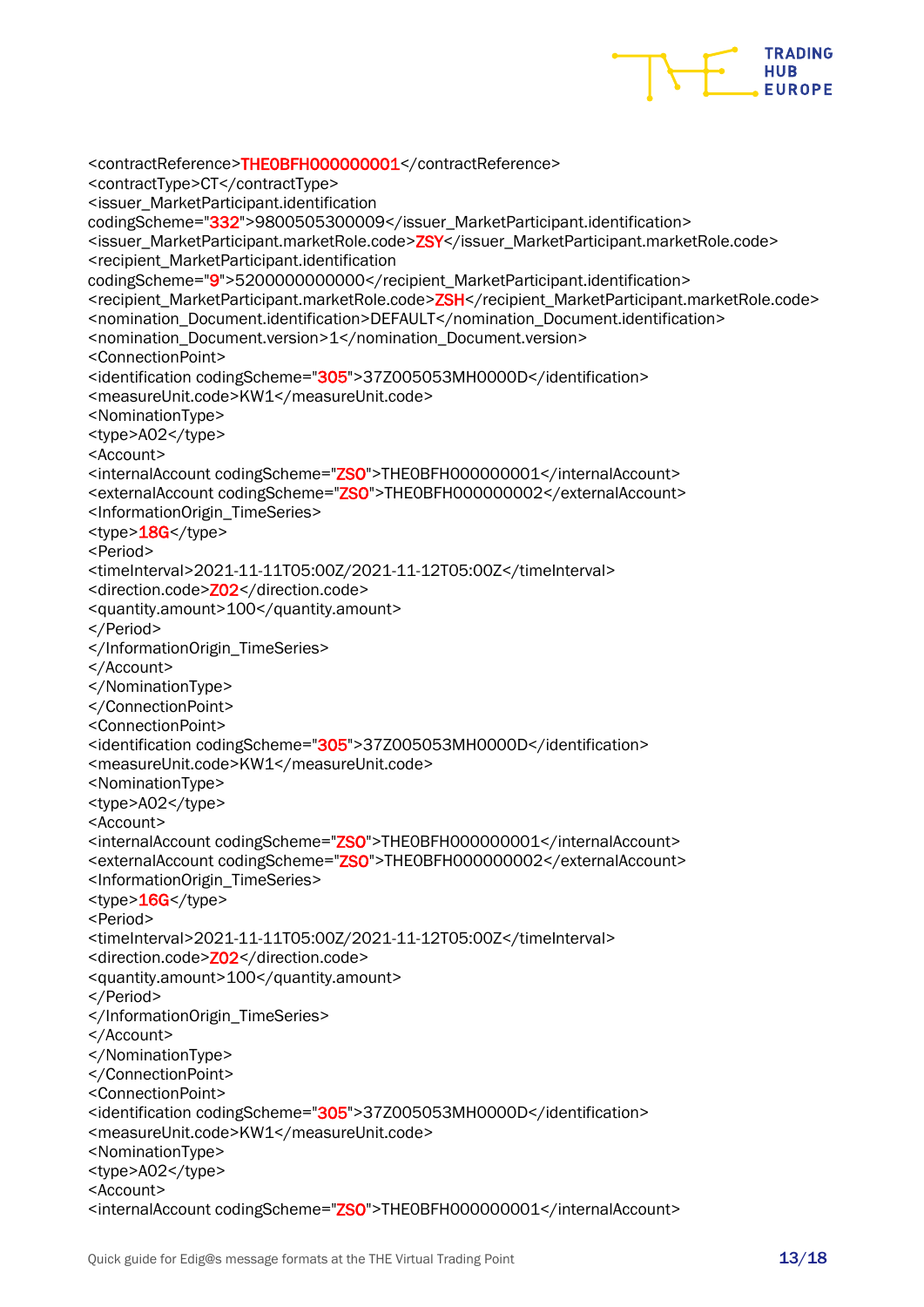```
<contractReference>THE0BFH000000001</contractReference>
<contractType>CT</contractType>
<issuer_MarketParticipant.identification
codingScheme="332">9800505300009</issuer_MarketParticipant.identification>
<issuer_MarketParticipant.marketRole.code>ZSY</issuer_MarketParticipant.marketRole.code>
<recipient_MarketParticipant.identification
codingScheme="9">5200000000000</recipient_MarketParticipant.identification>
<recipient_MarketParticipant.marketRole.code>ZSH</recipient_MarketParticipant.marketRole.code>
<nomination_Document.identification>DEFAULT</nomination_Document.identification>
<nomination_Document.version>1</nomination_Document.version>
<ConnectionPoint>
<identification codingScheme="305">37Z005053MH0000D</identification>
<measureUnit.code>KW1</measureUnit.code>
<NominationType>
<type>A02</type>
<Account>
<internalAccount codingScheme="ZSO">THE0BFH000000001</internalAccount>
<externalAccount codingScheme="ZSO">THE0BFH000000002</externalAccount>
<InformationOrigin_TimeSeries>
<type>18G</type>
<Period>
<timeInterval>2021-11-11T05:00Z/2021-11-12T05:00Z</timeInterval>
<direction.code>Z02</direction.code>
<quantity.amount>100</quantity.amount>
</Period>
</InformationOrigin_TimeSeries>
</Account>
</NominationType>
</ConnectionPoint>
<ConnectionPoint>
<identification codingScheme="305">37Z005053MH0000D</identification>
<measureUnit.code>KW1</measureUnit.code>
<NominationType>
<type>A02</type>
<Account>
<internalAccount codingScheme="ZSO">THE0BFH000000001</internalAccount>
<externalAccount codingScheme="ZSO">THE0BFH000000002</externalAccount>
<InformationOrigin_TimeSeries>
<type>16G</type>
<Period>
<timeInterval>2021-11-11T05:00Z/2021-11-12T05:00Z</timeInterval>
<direction.code>Z02</direction.code>
<quantity.amount>100</quantity.amount>
</Period>
</InformationOrigin_TimeSeries>
</Account>
</NominationType>
</ConnectionPoint>
<ConnectionPoint>
<identification codingScheme="305">37Z005053MH0000D</identification>
<measureUnit.code>KW1</measureUnit.code>
<NominationType>
<type>A02</type>
<Account>
<internalAccount codingScheme="ZSO">THE0BFH000000001</internalAccount>
```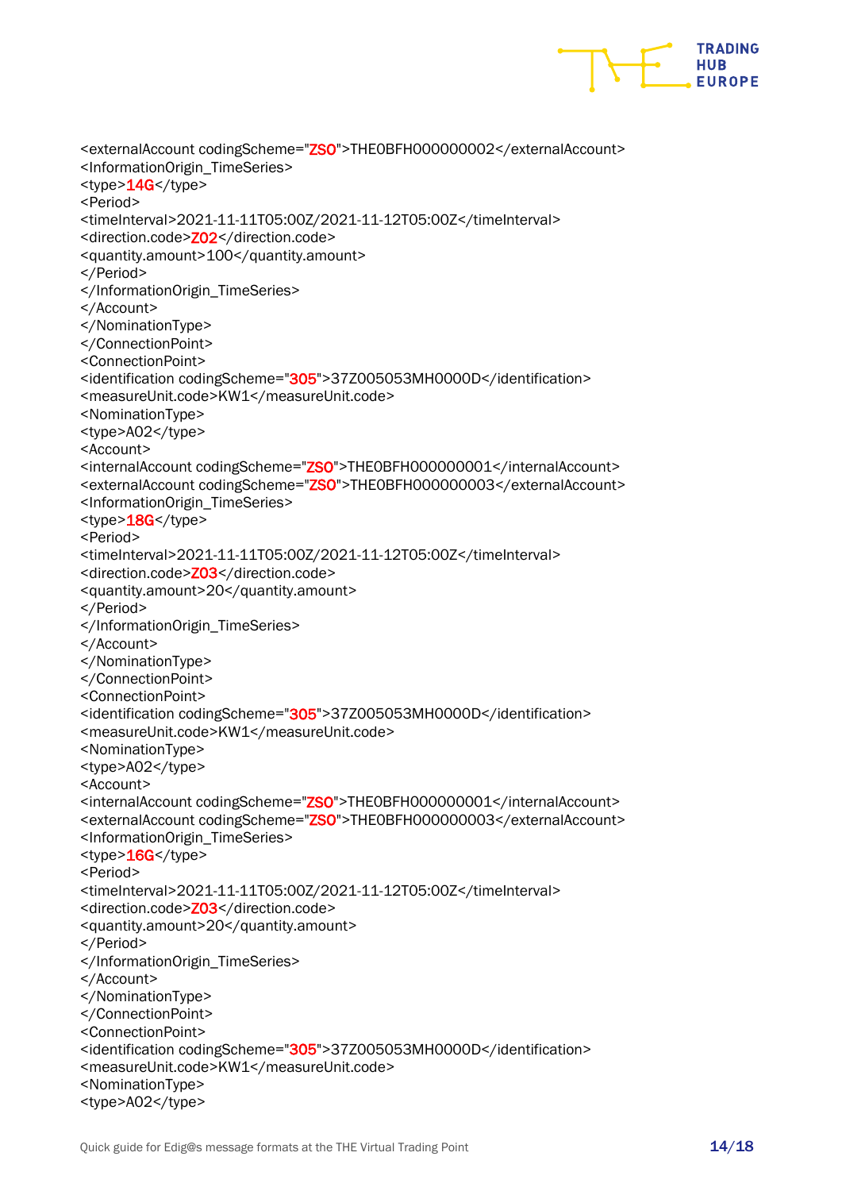```
<externalAccount codingScheme="ZSO">THE0BFH000000002</externalAccount>
<InformationOrigin_TimeSeries>
<type>14G</type>
<Period>
<timeInterval>2021-11-11T05:00Z/2021-11-12T05:00Z</timeInterval>
<direction.code>Z02</direction.code>
<quantity.amount>100</quantity.amount>
</Period>
</InformationOrigin_TimeSeries>
</Account>
</NominationType>
</ConnectionPoint>
<ConnectionPoint>
<identification codingScheme="305">37Z005053MH0000D</identification>
<measureUnit.code>KW1</measureUnit.code>
<NominationType>
<type>A02</type>
<Account>
<internalAccount codingScheme="ZSO">THE0BFH000000001</internalAccount>
<externalAccount codingScheme="ZSO">THE0BFH000000003</externalAccount>
<InformationOrigin_TimeSeries>
<type>18G</type>
<Period>
<timeInterval>2021-11-11T05:00Z/2021-11-12T05:00Z</timeInterval>
<direction.code>Z03</direction.code>
<quantity.amount>20</quantity.amount>
</Period>
</InformationOrigin_TimeSeries>
</Account>
</NominationType>
</ConnectionPoint>
<ConnectionPoint>
<identification codingScheme="305">37Z005053MH0000D</identification>
<measureUnit.code>KW1</measureUnit.code>
<NominationType>
<type>A02</type>
<Account>
<internalAccount codingScheme="ZSO">THE0BFH000000001</internalAccount>
<externalAccount codingScheme="ZSO">THE0BFH000000003</externalAccount>
<InformationOrigin_TimeSeries>
<type>16G</type>
<Period>
<timeInterval>2021-11-11T05:00Z/2021-11-12T05:00Z</timeInterval>
<direction.code>Z03</direction.code>
<quantity.amount>20</quantity.amount>
</Period>
</InformationOrigin_TimeSeries>
</Account>
</NominationType>
</ConnectionPoint>
<ConnectionPoint>
<identification codingScheme="305">37Z005053MH0000D</identification>
<measureUnit.code>KW1</measureUnit.code>
<NominationType>
<type>A02</type>
```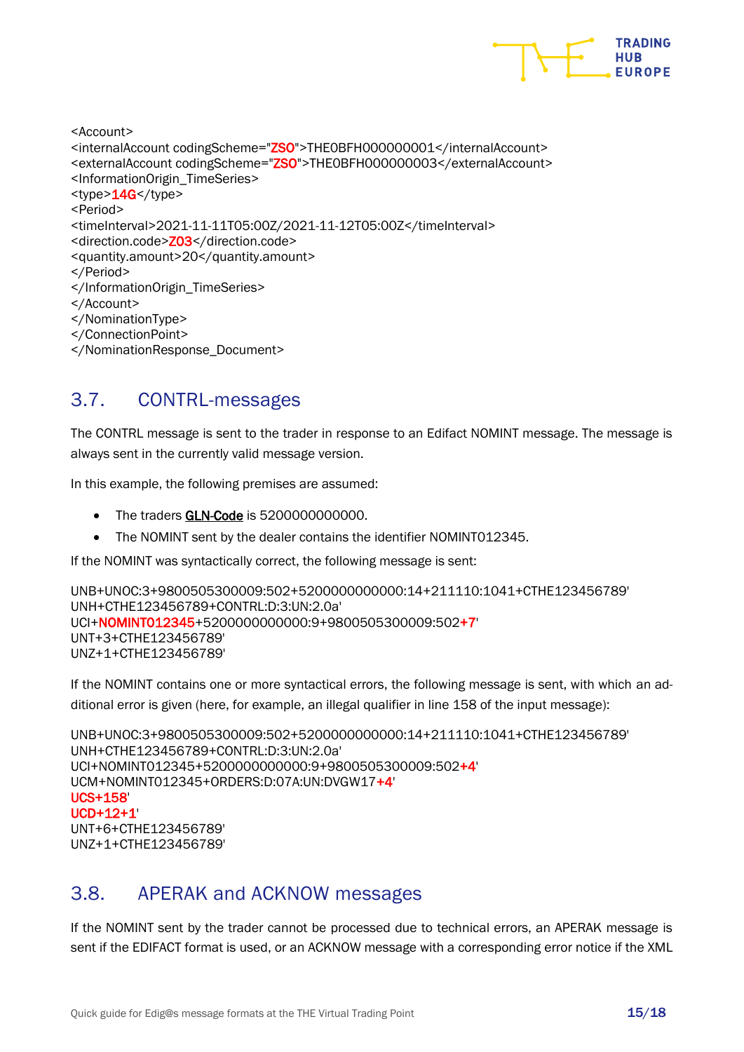```
<Account>
<internalAccount codingScheme="ZSO">THE0BFH000000001</internalAccount>
<externalAccount codingScheme="ZSO">THE0BFH000000003</externalAccount>
<InformationOrigin_TimeSeries>
<type>14G</type>
<Period>
<timeInterval>2021-11-11T05:00Z/2021-11-12T05:00Z</timeInterval>
<direction.code>Z03</direction.code>
<quantity.amount>20</quantity.amount>
</Period>
</InformationOrigin_TimeSeries>
</Account>
</NominationType>
</ConnectionPoint>
</NominationResponse_Document>
```

## 3.7. CONTRL-messages

The CONTRL message is sent to the trader in response to an Edifact NOMINT message. The message is always sent in the currently valid message version.

In this example, the following premises are assumed:

- The traders GLN-Code is 5200000000000.
- The NOMINT sent by the dealer contains the identifier NOMINT012345.

If the NOMINT was syntactically correct, the following message is sent:

```
UNB+UNOC:3+9800505300009:502+5200000000000:14+211110:1041+CTHE123456789'
UNH+CTHE123456789+CONTRL:D:3:UN:2.0a'
UCI+NOMINT012345+5200000000000:9+9800505300009:502+7'
UNT+3+CTHE123456789'
UNZ+1+CTHE123456789'
```

If the NOMINT contains one or more syntactical errors, the following message is sent, with which an additional error is given (here, for example, an illegal qualifier in line 158 of the input message):

```
UNB+UNOC:3+9800505300009:502+5200000000000:14+211110:1041+CTHE123456789'
UNH+CTHE123456789+CONTRL:D:3:UN:2.0a'
UCI+NOMINT012345+5200000000000:9+9800505300009:502+4'
UCM+NOMINT012345+ORDERS:D:07A:UN:DVGW17+4'
UCS+158'
UCD+12+1'
UNT+6+CTHE123456789'
UNZ+1+CTHE123456789'
```

## 3.8. APERAK and ACKNOW messages

If the NOMINT sent by the trader cannot be processed due to technical errors, an APERAK message is sent if the EDIFACT format is used, or an ACKNOW message with a corresponding error notice if the XML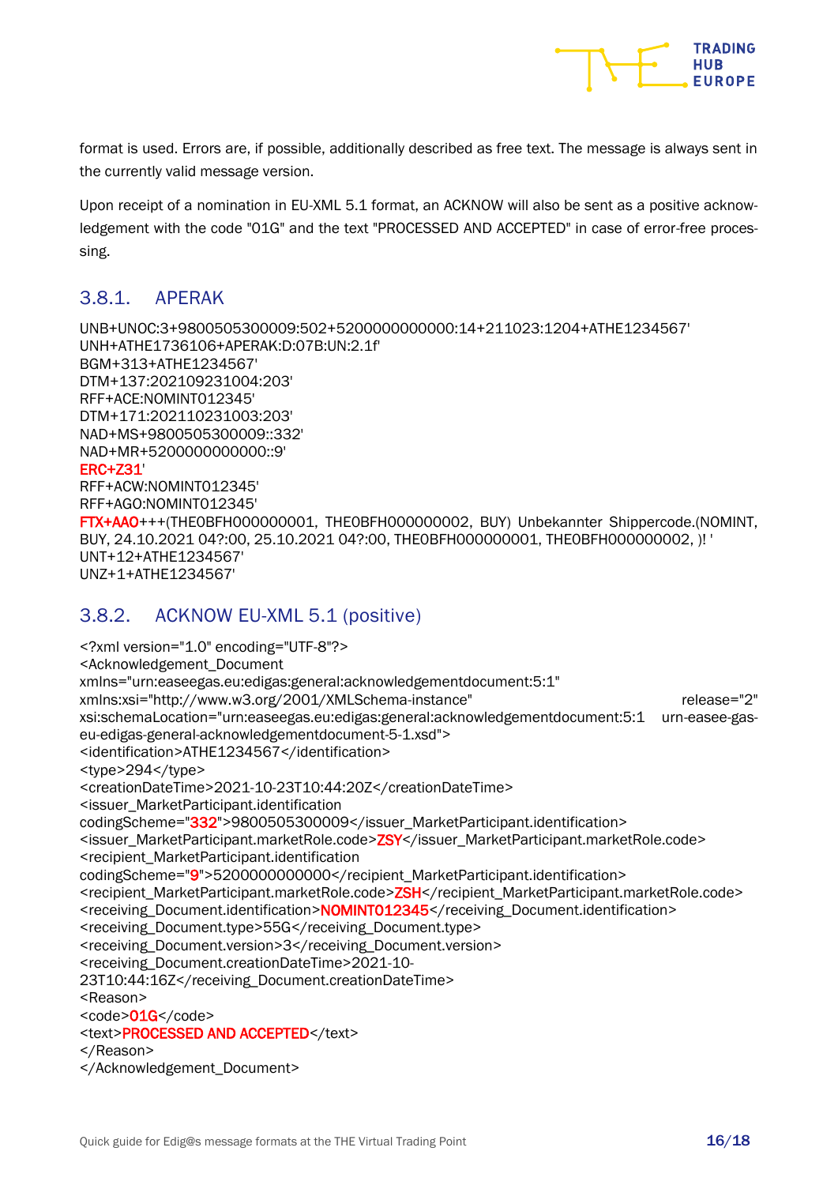format is used. Errors are, if possible, additionally described as free text. The message is always sent in the currently valid message version.

Upon receipt of a nomination in EU-XML 5.1 format, an ACKNOW will also be sent as a positive acknowledgement with the code "01G" and the text "PROCESSED AND ACCEPTED" in case of error-free processing.

### 3.8.1. APERAK

```
UNB+UNOC:3+9800505300009:502+5200000000000:14+211023:1204+ATHE1234567'
UNH+ATHE1736106+APERAK:D:07B:UN:2.1f'
BGM+313+ATHE1234567'
DTM+137:202109231004:203'
RFF+ACE:NOMINT012345'
DTM+171:202110231003:203'
NAD+MS+9800505300009::332'
NAD+MR+5200000000000::9'
ERC+Z31'
RFF+ACW:NOMINT012345'
RFF+AGO:NOMINT012345'
FTX+AAO+++(THE0BFH000000001, THE0BFH000000002, BUY) Unbekannter Shippercode.(NOMINT, BUY, 24.10.2021 04?:00, 25.10.2021 04?:00, THE0BFH000000001, THE0BFH000000002, )! '
UNT+12+ATHE1234567'
UNZ+1+ATHE1234567'
```

### 3.8.2. ACKNOW EU-XML 5.1 (positive)

```
<?xml version="1.0" encoding="UTF-8"?>
<Acknowledgement_Document
xmlns="urn:easeegas.eu:edigas:general:acknowledgementdocument:5:1"
xmlns:xsi="http://www.w3.org/2001/XMLSchema-instance" release="2"
xsi:schemaLocation="urn:easeegas.eu:edigas:general:acknowledgementdocument:5:1 urn-easee-gas-eu-edigas-general-acknowledgementdocument-5-1.xsd">
<identification>ATHE1234567</identification>
<type>294</type>
<creationDateTime>2021-10-23T10:44:20Z</creationDateTime>
<issuer_MarketParticipant.identification
codingScheme="332">9800505300009</issuer_MarketParticipant.identification>
<issuer_MarketParticipant.marketRole.code>ZSY</issuer_MarketParticipant.marketRole.code>
<recipient_MarketParticipant.identification
codingScheme="9">5200000000000</recipient_MarketParticipant.identification>
<recipient_MarketParticipant.marketRole.code>ZSH</recipient_MarketParticipant.marketRole.code>
<receiving_Document.identification>NOMINT012345</receiving_Document.identification>
<receiving_Document.type>55G</receiving_Document.type>
<receiving_Document.version>3</receiving_Document.version>
<receiving_Document.creationDateTime>2021-10-23T10:44:16Z</receiving_Document.creationDateTime>
<Reason>
<code>01G</code>
<text>PROCESSED AND ACCEPTED</text>
</Reason>
</Acknowledgement_Document>
```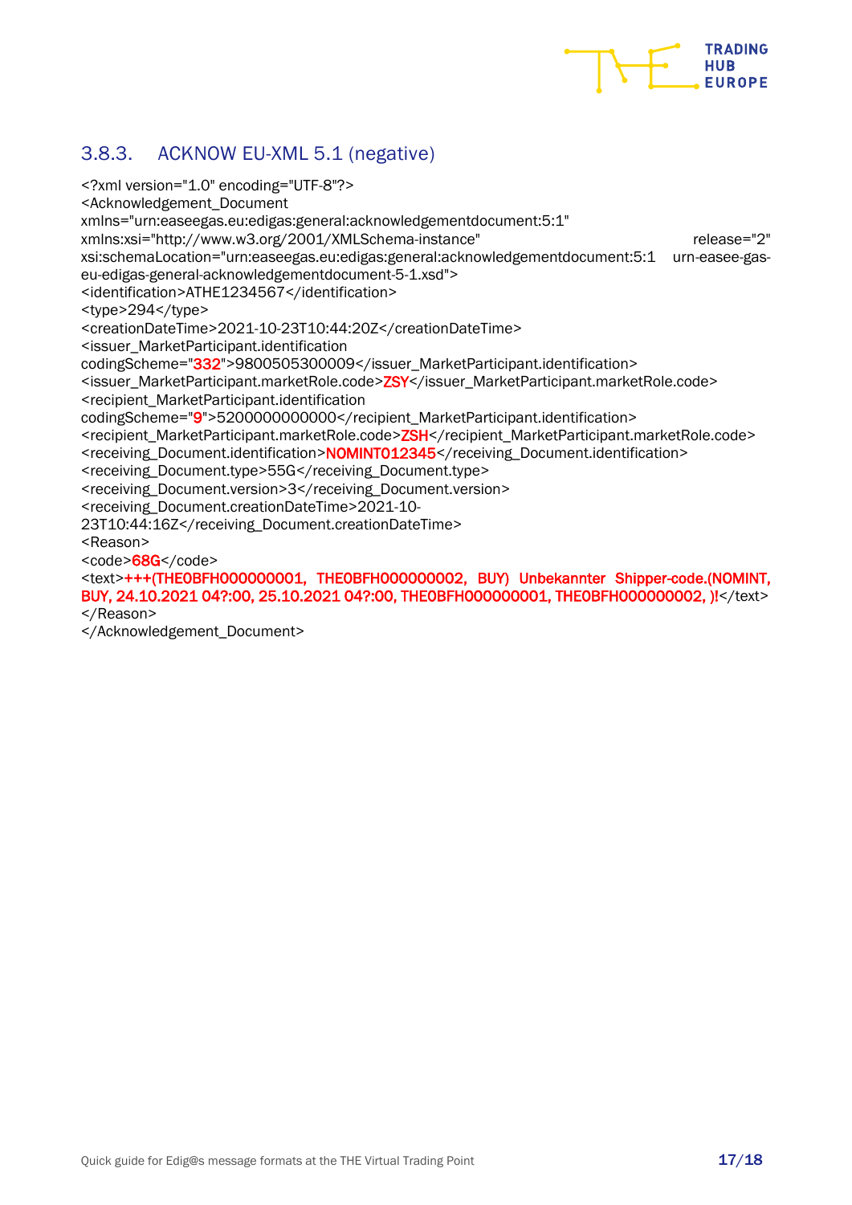### 3.8.3. ACKNOW EU-XML 5.1 (negative)

```
<?xml version="1.0" encoding="UTF-8"?>
<Acknowledgement_Document
xmlns="urn:easeegas.eu:edigas:general:acknowledgementdocument:5:1"
xmlns:xsi="http://www.w3.org/2001/XMLSchema-instance" release="2"
xsi:schemaLocation="urn:easeegas.eu:edigas:general:acknowledgementdocument:5:1 urn-easee-gas-eu-edigas-general-acknowledgementdocument-5-1.xsd">
<identification>ATHE1234567</identification>
<type>294</type>
<creationDateTime>2021-10-23T10:44:20Z</creationDateTime>
<issuer_MarketParticipant.identification
codingScheme="332">9800505300009</issuer_MarketParticipant.identification>
<issuer_MarketParticipant.marketRole.code>ZSY</issuer_MarketParticipant.marketRole.code>
<recipient_MarketParticipant.identification
codingScheme="9">5200000000000</recipient_MarketParticipant.identification>
<recipient_MarketParticipant.marketRole.code>ZSH</recipient_MarketParticipant.marketRole.code>
<receiving_Document.identification>NOMINT012345</receiving_Document.identification>
<receiving_Document.type>55G</receiving_Document.type>
<receiving_Document.version>3</receiving_Document.version>
<receiving_Document.creationDateTime>2021-10-23T10:44:16Z</receiving_Document.creationDateTime>
<Reason>
<code>68G</code>
<text>+++(THE0BFH000000001, THE0BFH000000002, BUY) Unbekannter Shipper-code.(NOMINT, BUY, 24.10.2021 04?:00, 25.10.2021 04?:00, THE0BFH000000001, THE0BFH000000002, )!</text>
</Reason>
</Acknowledgement_Document>
```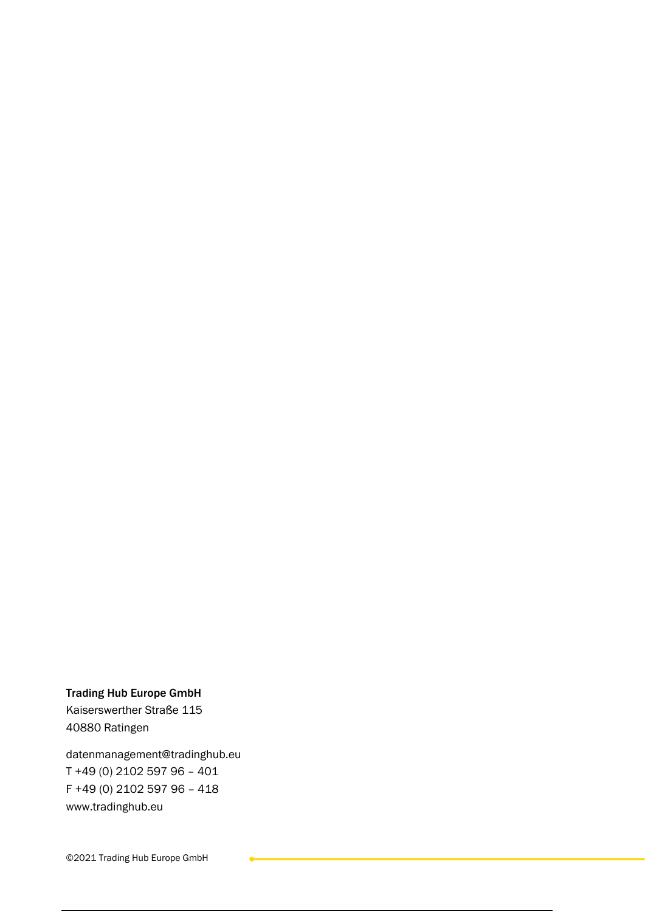**Trading Hub Europe GmbH**
Kaiserswerther Straße 115
40880 Ratingen

datenmanagement@tradinghub.eu
T +49 (0) 2102 597 96 – 401
F +49 (0) 2102 597 96 – 418
www.tradinghub.eu

©2021 Trading Hub Europe GmbH